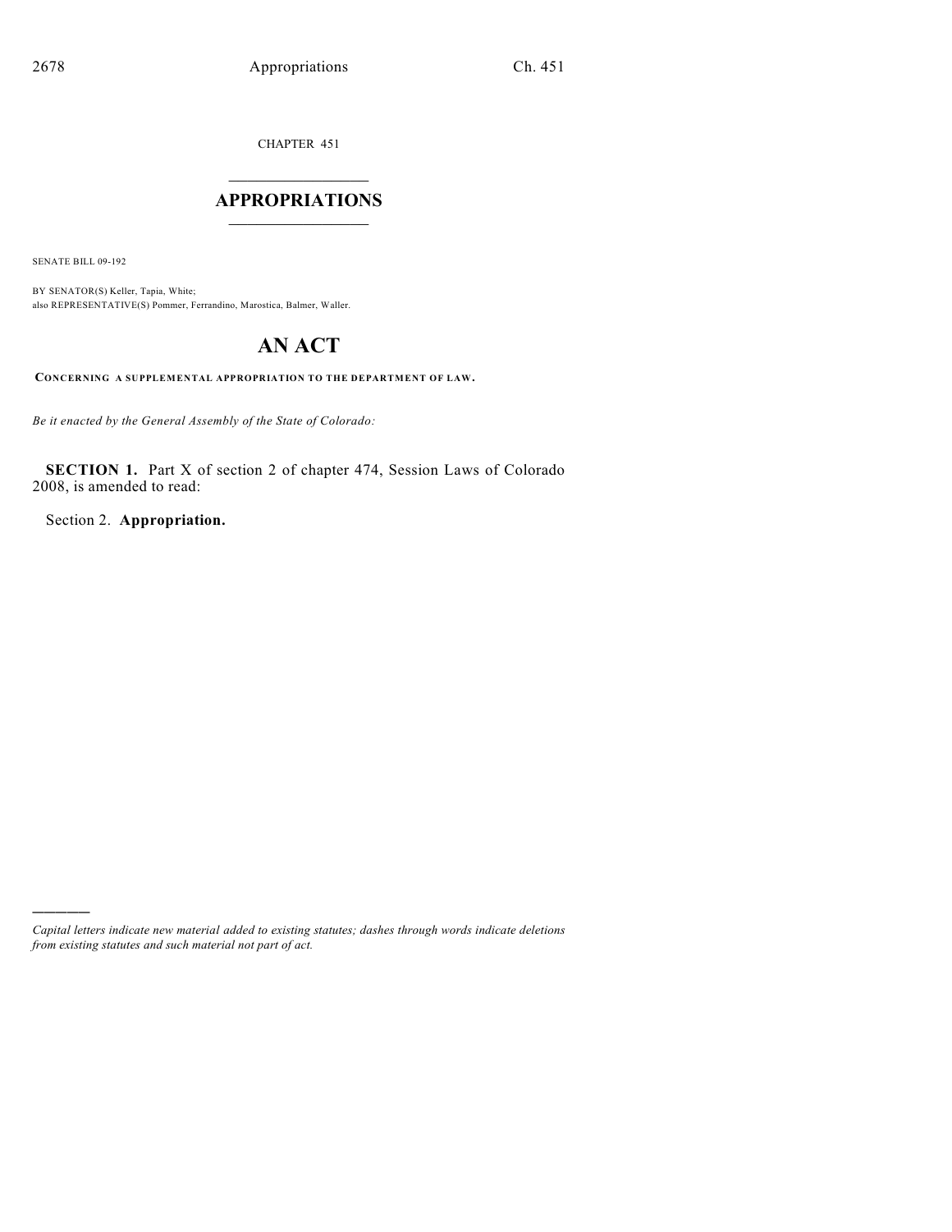CHAPTER 451

# APPROPRIATIONS

SENATE BILL 09-192

BY SENATOR(S) Keller, Tapia, White;
also REPRESENTATIVE(S) Pommer, Ferrandino, Marostica, Balmer, Waller.

# AN ACT

**CONCERNING A SUPPLEMENTAL APPROPRIATION TO THE DEPARTMENT OF LAW.**

*Be it enacted by the General Assembly of the State of Colorado:*

**SECTION 1.** Part X of section 2 of chapter 474, Session Laws of Colorado 2008, is amended to read:

Section 2. **Appropriation.**

---

*Capital letters indicate new material added to existing statutes; dashes through words indicate deletions from existing statutes and such material not part of act.*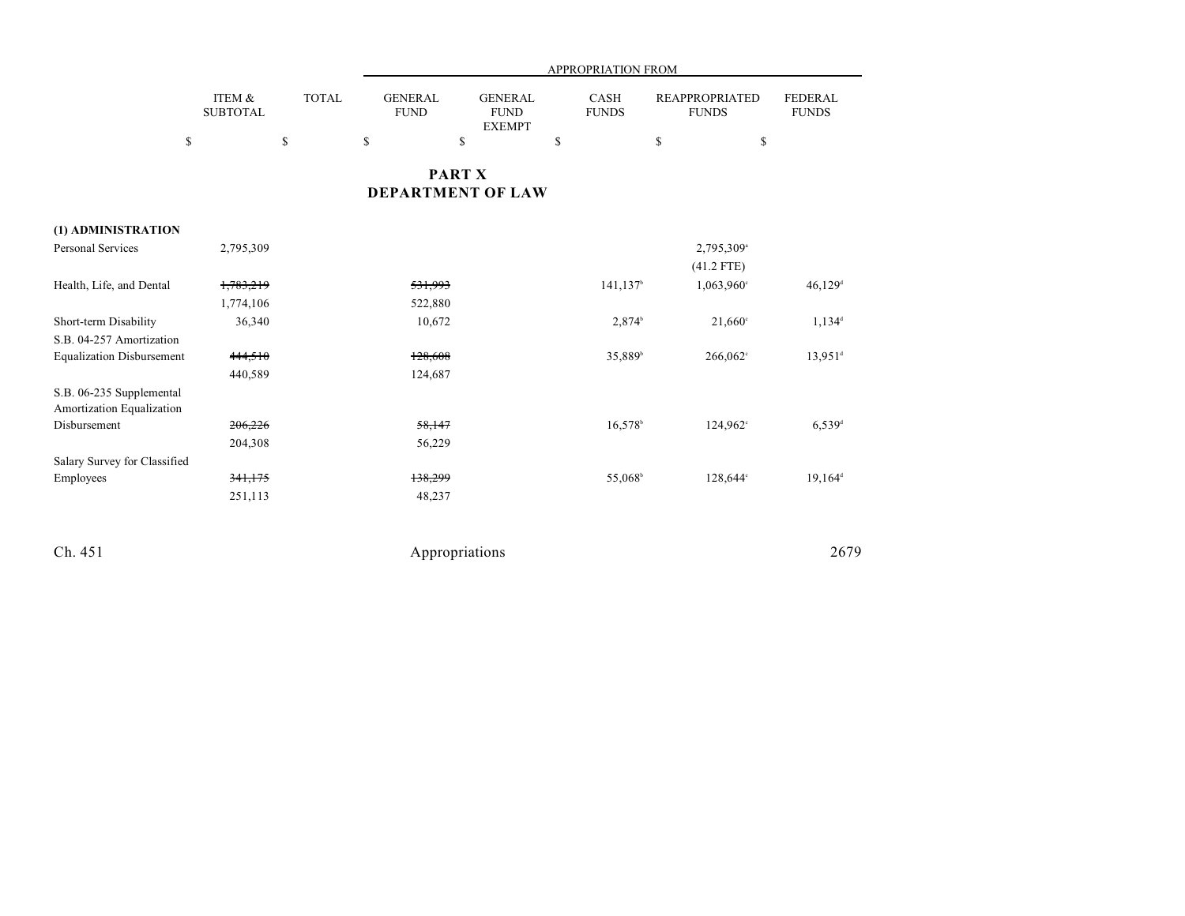| | ITEM & SUBTOTAL | TOTAL | APPROPRIATION FROM GENERAL FUND | GENERAL FUND EXEMPT | CASH FUNDS | REAPPROPRIATED FUNDS | FEDERAL FUNDS |
|---|---|---|---|---|---|---|---|
| | $ | $ | $ | $ | $ | $ | $ |

## PART X
## DEPARTMENT OF LAW

| | ITEM & SUBTOTAL | TOTAL | GENERAL FUND | GENERAL FUND EXEMPT | CASH FUNDS | REAPPROPRIATED FUNDS | FEDERAL FUNDS |
|---|---|---|---|---|---|---|---|
| **(1) ADMINISTRATION** | | | | | | | |
| Personal Services | 2,795,309 | | | | | 2,795,309[a] | |
| | | | | | | (41.2 FTE) | |
| Health, Life, and Dental | ~~1,783,219~~ | | ~~531,993~~ | | 141,137[b] | 1,063,960[c] | 46,129[d] |
| | 1,774,106 | | 522,880 | | | | |
| Short-term Disability | 36,340 | | 10,672 | | 2,874[b] | 21,660[c] | 1,134[d] |
| S.B. 04-257 Amortization Equalization Disbursement | ~~444,510~~ | | ~~128,608~~ | | 35,889[b] | 266,062[c] | 13,951[d] |
| | 440,589 | | 124,687 | | | | |
| S.B. 06-235 Supplemental Amortization Equalization Disbursement | ~~206,226~~ | | ~~58,147~~ | | 16,578[b] | 124,962[c] | 6,539[d] |
| | 204,308 | | 56,229 | | | | |
| Salary Survey for Classified Employees | ~~341,175~~ | | ~~138,299~~ | | 55,068[b] | 128,644[c] | 19,164[d] |
| | 251,113 | | 48,237 | | | | |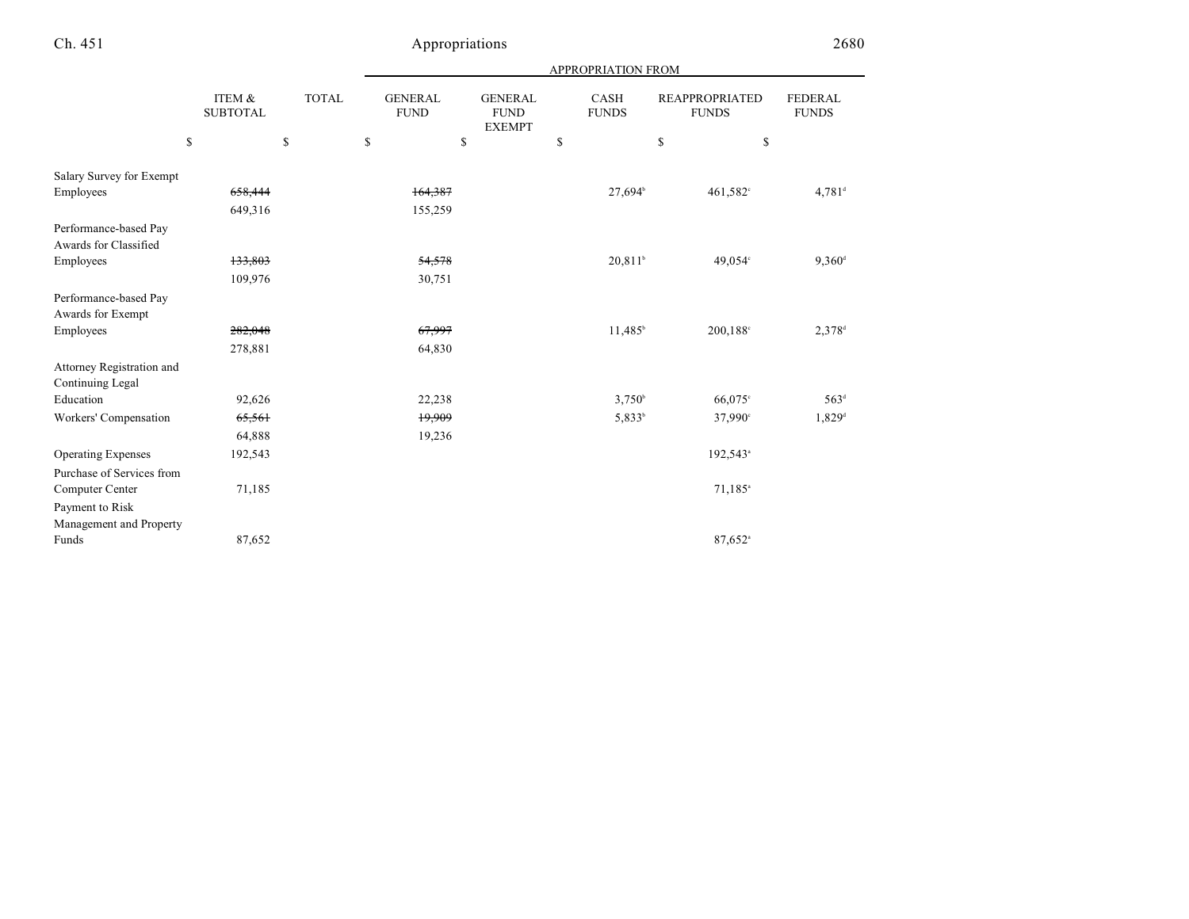| | ITEM & SUBTOTAL | TOTAL | GENERAL FUND | GENERAL FUND EXEMPT | CASH FUNDS | REAPPROPRIATED FUNDS | FEDERAL FUNDS |
|---|---|---|---|---|---|---|---|
| | | | APPROPRIATION FROM | | | | |
| | $ | $ | $ | $ | $ | $ | $ |
| Salary Survey for Exempt Employees | ~~658,444~~ 649,316 | | ~~164,387~~ 155,259 | | 27,694[b] | 461,582[c] | 4,781[d] |
| Performance-based Pay Awards for Classified Employees | ~~133,803~~ 109,976 | | ~~54,578~~ 30,751 | | 20,811[b] | 49,054[c] | 9,360[d] |
| Performance-based Pay Awards for Exempt Employees | ~~282,048~~ 278,881 | | ~~67,997~~ 64,830 | | 11,485[b] | 200,188[c] | 2,378[d] |
| Attorney Registration and Continuing Legal Education | 92,626 | | 22,238 | | 3,750[b] | 66,075[c] | 563[d] |
| Workers' Compensation | ~~65,561~~ 64,888 | | ~~19,909~~ 19,236 | | 5,833[b] | 37,990[c] | 1,829[d] |
| Operating Expenses | 192,543 | | | | | 192,543[a] | |
| Purchase of Services from Computer Center | 71,185 | | | | | 71,185[a] | |
| Payment to Risk Management and Property Funds | 87,652 | | | | | 87,652[a] | |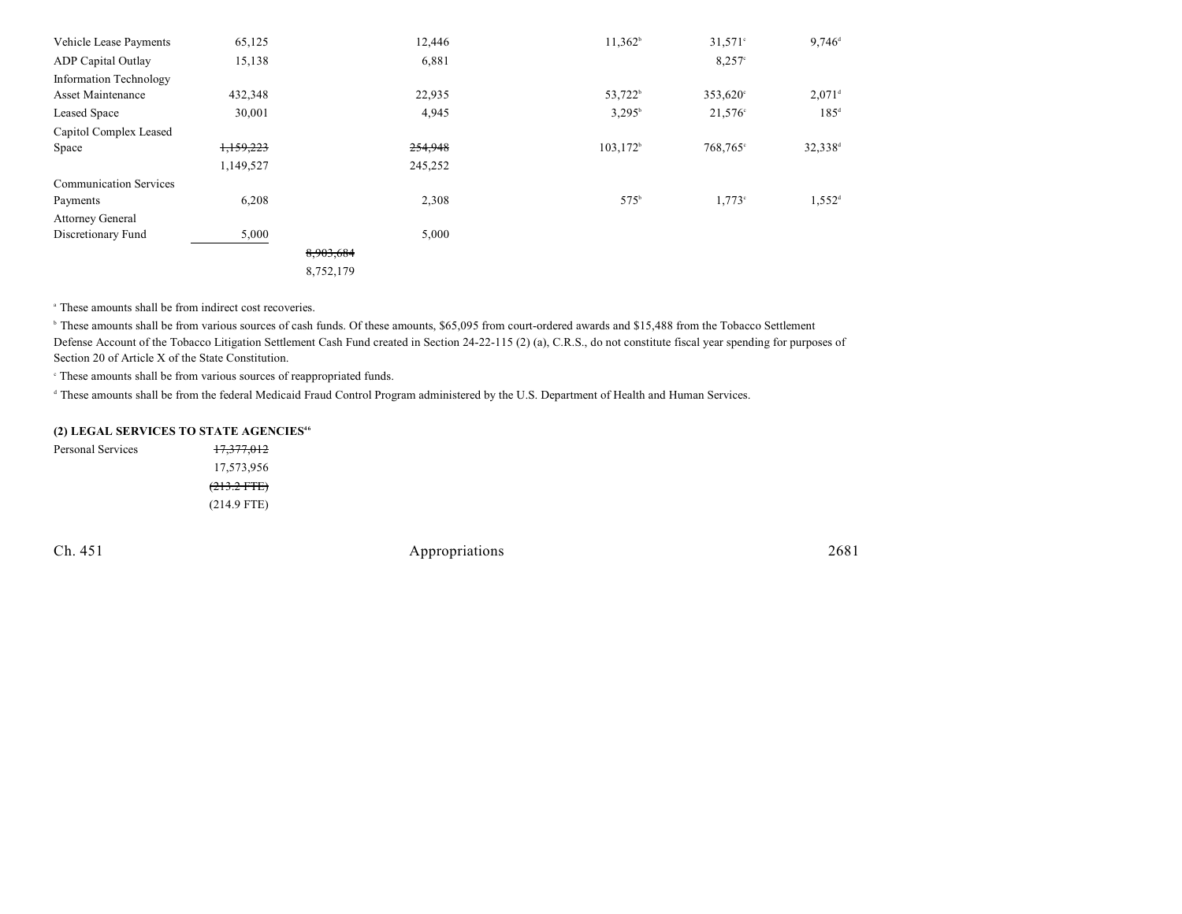| | | | | | | |
|---|---|---|---|---|---|---|
| Vehicle Lease Payments | 65,125 | | 12,446 | 11,362[b] | 31,571[c] | 9,746[d] |
| ADP Capital Outlay | 15,138 | | 6,881 | | 8,257[c] | |
| Information Technology Asset Maintenance | 432,348 | | 22,935 | 53,722[b] | 353,620[c] | 2,071[d] |
| Leased Space | 30,001 | | 4,945 | 3,295[b] | 21,576[c] | 185[d] |
| Capitol Complex Leased Space | ~~1,159,223~~ 1,149,527 | | ~~254,948~~ 245,252 | 103,172[b] | 768,765[c] | 32,338[d] |
| Communication Services Payments | 6,208 | | 2,308 | 575[b] | 1,773[c] | 1,552[d] |
| Attorney General Discretionary Fund | 5,000 | | 5,000 | | | |
| | | ~~8,903,684~~ 8,752,179 | | | | |

[a] These amounts shall be from indirect cost recoveries.

[b] These amounts shall be from various sources of cash funds. Of these amounts, $65,095 from court-ordered awards and $15,488 from the Tobacco Settlement Defense Account of the Tobacco Litigation Settlement Cash Fund created in Section 24-22-115 (2) (a), C.R.S., do not constitute fiscal year spending for purposes of Section 20 of Article X of the State Constitution.

[c] These amounts shall be from various sources of reappropriated funds.

[d] These amounts shall be from the federal Medicaid Fraud Control Program administered by the U.S. Department of Health and Human Services.

**(2) LEGAL SERVICES TO STATE AGENCIES[46]**

| | |
|---|---|
| Personal Services | ~~17,377,012~~ 17,573,956 |
| | ~~(213.2 FTE)~~ (214.9 FTE) |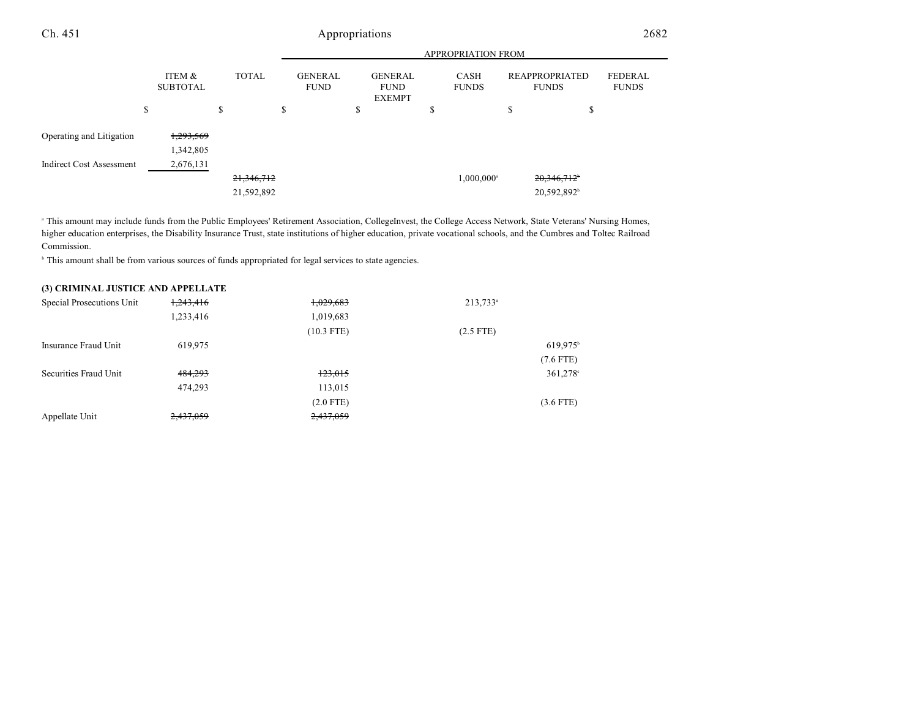| | ITEM & SUBTOTAL | TOTAL | APPROPRIATION FROM GENERAL FUND | GENERAL FUND EXEMPT | CASH FUNDS | REAPPROPRIATED FUNDS | FEDERAL FUNDS |
|---|---|---|---|---|---|---|---|
| | $ | $ | $ | $ | $ | $ | $ |
| Operating and Litigation | ~~1,293,569~~ | | | | | | |
| | 1,342,805 | | | | | | |
| Indirect Cost Assessment | 2,676,131 | | | | | | |
| | | ~~21,346,712~~ | | | 1,000,000[a] | ~~20,346,712~~[b] | |
| | | 21,592,892 | | | | 20,592,892[b] | |

[a] This amount may include funds from the Public Employees' Retirement Association, CollegeInvest, the College Access Network, State Veterans' Nursing Homes, higher education enterprises, the Disability Insurance Trust, state institutions of higher education, private vocational schools, and the Cumbres and Toltec Railroad Commission.

[b] This amount shall be from various sources of funds appropriated for legal services to state agencies.

**(3) CRIMINAL JUSTICE AND APPELLATE**

| | ITEM & SUBTOTAL | TOTAL | GENERAL FUND | GENERAL FUND EXEMPT | CASH FUNDS | REAPPROPRIATED FUNDS | FEDERAL FUNDS |
|---|---|---|---|---|---|---|---|
| Special Prosecutions Unit | ~~1,243,416~~ | | ~~1,029,683~~ | | 213,733[a] | | |
| | 1,233,416 | | 1,019,683 | | | | |
| | | | (10.3 FTE) | | (2.5 FTE) | | |
| Insurance Fraud Unit | 619,975 | | | | | 619,975[b] | |
| | | | | | | (7.6 FTE) | |
| Securities Fraud Unit | ~~484,293~~ | | ~~123,015~~ | | | 361,278[c] | |
| | 474,293 | | 113,015 | | | | |
| | | | (2.0 FTE) | | | (3.6 FTE) | |
| Appellate Unit | ~~2,437,059~~ | | ~~2,437,059~~ | | | | |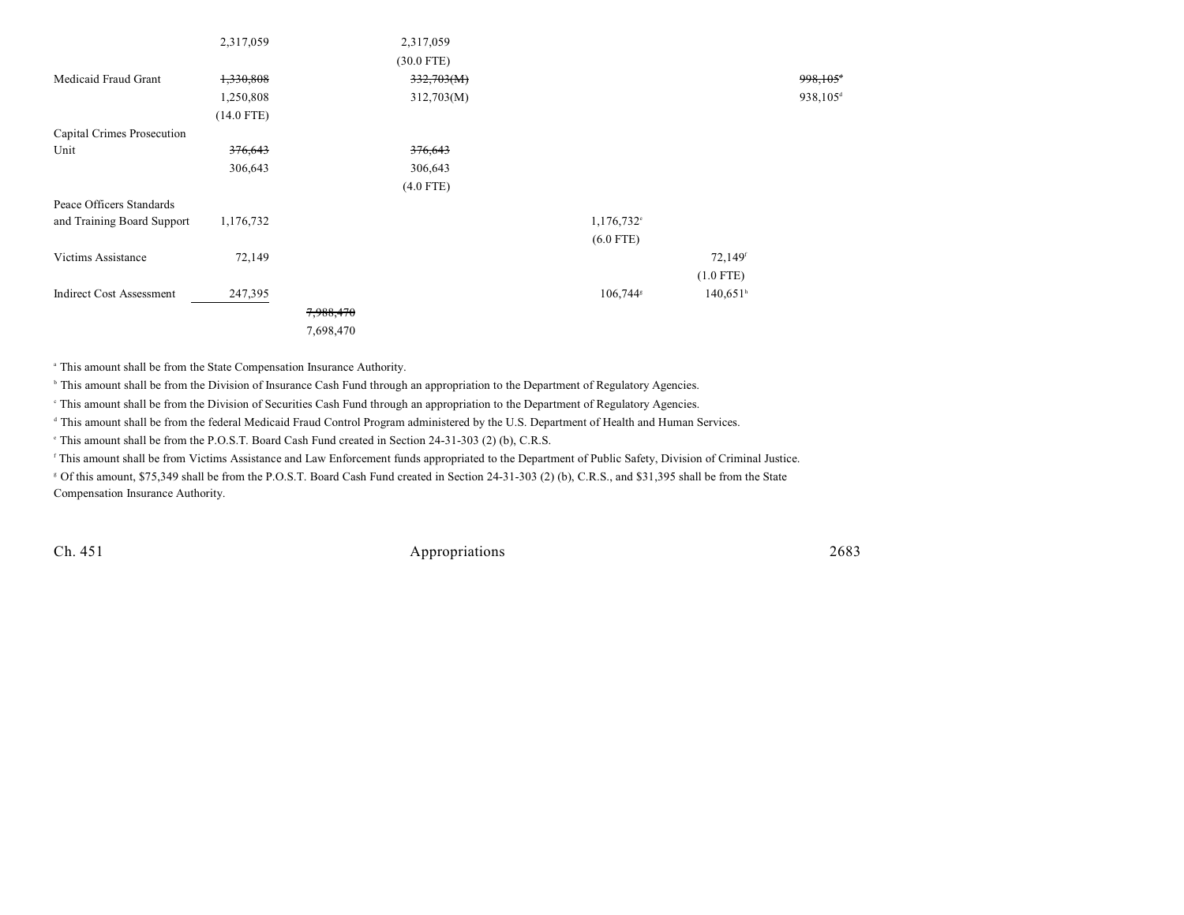| | | | | | | |
|---|---|---|---|---|---|---|
| | 2,317,059 | | 2,317,059 | | | |
| | | | (30.0 FTE) | | | |
| Medicaid Fraud Grant | ~~1,330,808~~ | | ~~332,703(M)~~ | | | ~~998,105[d]~~ |
| | 1,250,808 | | 312,703(M) | | | 938,105[d] |
| | (14.0 FTE) | | | | | |
| Capital Crimes Prosecution Unit | ~~376,643~~ | | ~~376,643~~ | | | |
| | 306,643 | | 306,643 | | | |
| | | | (4.0 FTE) | | | |
| Peace Officers Standards and Training Board Support | 1,176,732 | | | 1,176,732[e] | | |
| | | | | (6.0 FTE) | | |
| Victims Assistance | 72,149 | | | | 72,149[f] | |
| | | | | | (1.0 FTE) | |
| Indirect Cost Assessment | 247,395 | | | 106,744[g] | 140,651[h] | |
| | | ~~7,988,470~~ | | | | |
| | | 7,698,470 | | | | |

[a] This amount shall be from the State Compensation Insurance Authority.

[b] This amount shall be from the Division of Insurance Cash Fund through an appropriation to the Department of Regulatory Agencies.

[c] This amount shall be from the Division of Securities Cash Fund through an appropriation to the Department of Regulatory Agencies.

[d] This amount shall be from the federal Medicaid Fraud Control Program administered by the U.S. Department of Health and Human Services.

[e] This amount shall be from the P.O.S.T. Board Cash Fund created in Section 24-31-303 (2) (b), C.R.S.

[f] This amount shall be from Victims Assistance and Law Enforcement funds appropriated to the Department of Public Safety, Division of Criminal Justice.

[g] Of this amount, $75,349 shall be from the P.O.S.T. Board Cash Fund created in Section 24-31-303 (2) (b), C.R.S., and $31,395 shall be from the State Compensation Insurance Authority.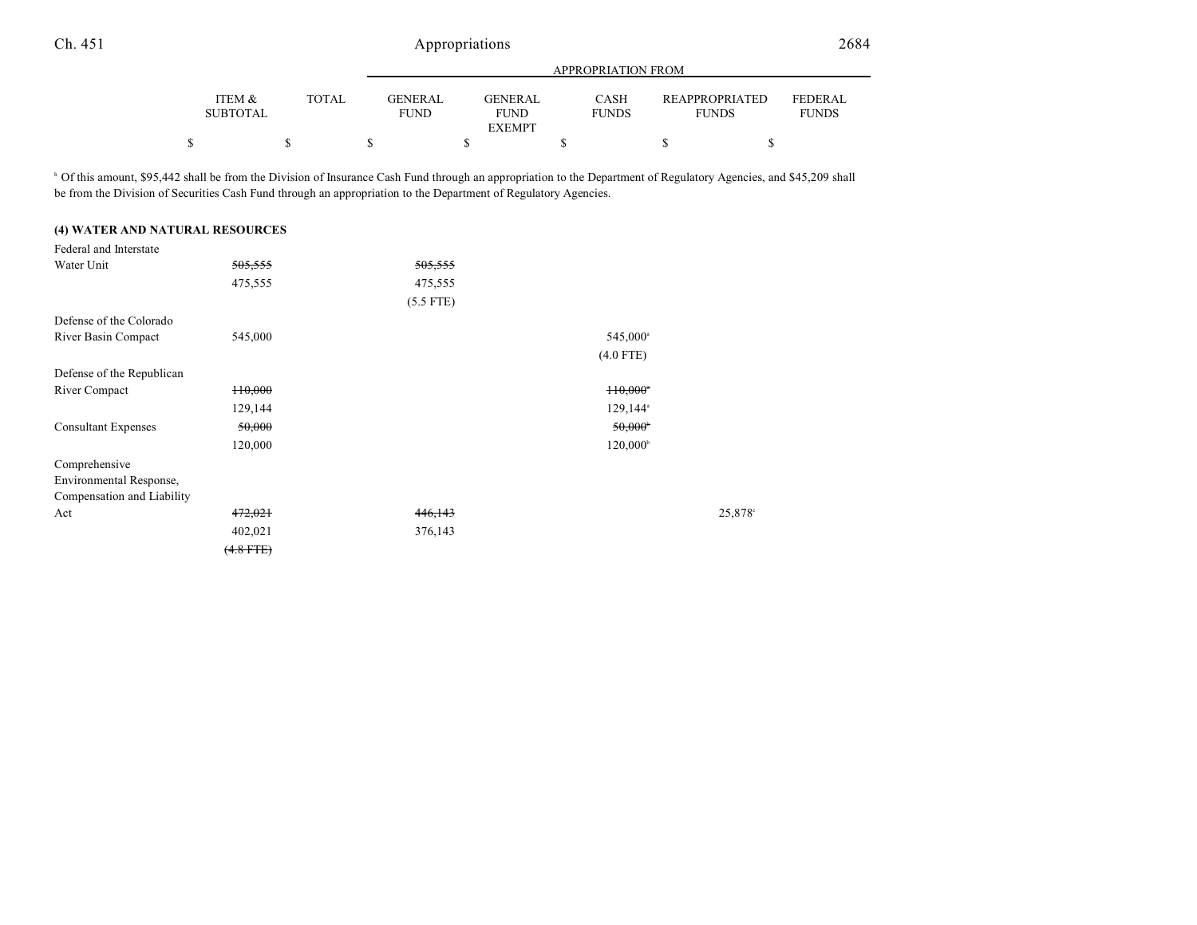| | ITEM & SUBTOTAL | TOTAL | GENERAL FUND | GENERAL FUND EXEMPT | CASH FUNDS | REAPPROPRIATED FUNDS | FEDERAL FUNDS |
|---|---|---|---|---|---|---|---|
| | | | APPROPRIATION FROM | | | | |
| | $ | $ | $ | $ | $ | $ | $ |

[h] Of this amount, $95,442 shall be from the Division of Insurance Cash Fund through an appropriation to the Department of Regulatory Agencies, and $45,209 shall be from the Division of Securities Cash Fund through an appropriation to the Department of Regulatory Agencies.

**(4) WATER AND NATURAL RESOURCES**

| | ITEM & SUBTOTAL | TOTAL | GENERAL FUND | GENERAL FUND EXEMPT | CASH FUNDS | REAPPROPRIATED FUNDS | FEDERAL FUNDS |
|---|---|---|---|---|---|---|---|
| Federal and Interstate Water Unit | ~~505,555~~ | | ~~505,555~~ | | | | |
| | 475,555 | | 475,555 | | | | |
| | | | (5.5 FTE) | | | | |
| Defense of the Colorado River Basin Compact | 545,000 | | | | 545,000[a] | | |
| | | | | | (4.0 FTE) | | |
| Defense of the Republican River Compact | ~~110,000~~ | | | | ~~110,000[a]~~ | | |
| | 129,144 | | | | 129,144[a] | | |
| Consultant Expenses | ~~50,000~~ | | | | ~~50,000[b]~~ | | |
| | 120,000 | | | | 120,000[b] | | |
| Comprehensive Environmental Response, Compensation and Liability Act | ~~472,021~~ | | ~~446,143~~ | | | 25,878[c] | |
| | 402,021 | | 376,143 | | | | |
| | ~~(4.8 FTE)~~ | | | | | | |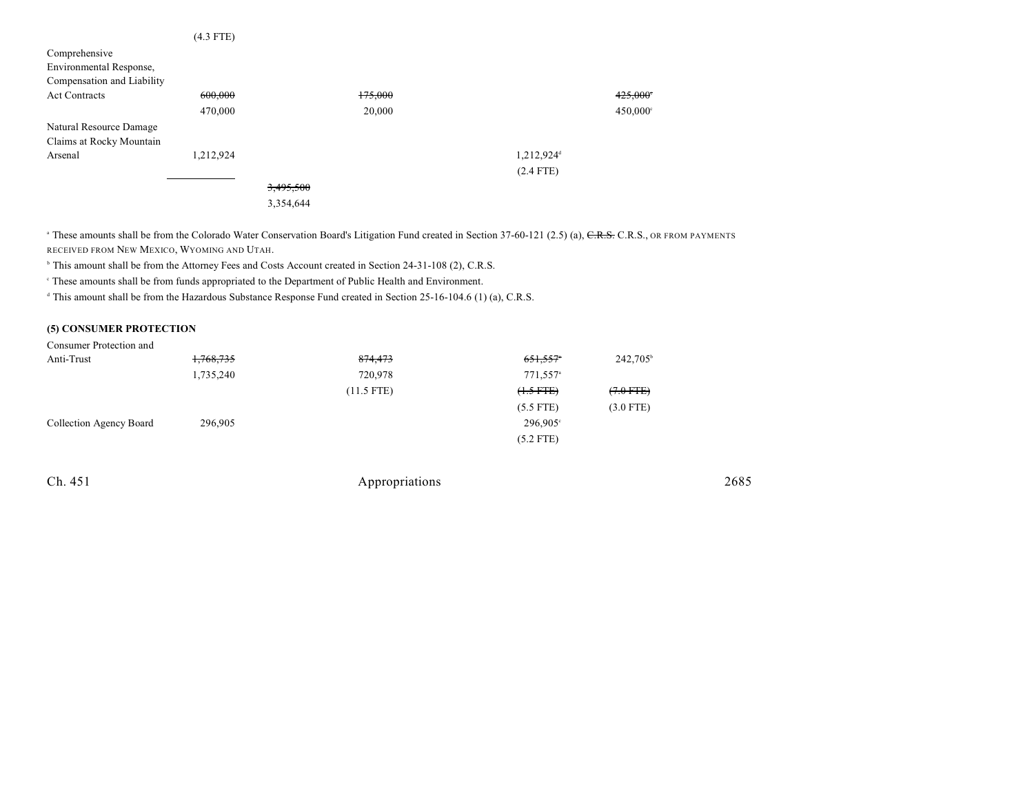| | | | | | |
|---|---|---|---|---|---|
| | (4.3 FTE) | | | | |
| Comprehensive Environmental Response, Compensation and Liability Act Contracts | ~~600,000~~ | | ~~175,000~~ | | ~~425,000~~[c] |
| | 470,000 | | 20,000 | | 450,000[c] |
| Natural Resource Damage Claims at Rocky Mountain Arsenal | 1,212,924 | | | 1,212,924[d] | |
| | | | | (2.4 FTE) | |
| | | ~~3,495,500~~ | | | |
| | | 3,354,644 | | | |

[a] These amounts shall be from the Colorado Water Conservation Board's Litigation Fund created in Section 37-60-121 (2.5) (a), ~~C.R.S.~~ C.R.S., OR FROM PAYMENTS RECEIVED FROM NEW MEXICO, WYOMING AND UTAH.

[b] This amount shall be from the Attorney Fees and Costs Account created in Section 24-31-108 (2), C.R.S.

[c] These amounts shall be from funds appropriated to the Department of Public Health and Environment.

[d] This amount shall be from the Hazardous Substance Response Fund created in Section 25-16-104.6 (1) (a), C.R.S.

**(5) CONSUMER PROTECTION**

| | | | | | |
|---|---|---|---|---|---|
| Consumer Protection and Anti-Trust | ~~1,768,735~~ | | ~~874,473~~ | ~~651,557~~[a] | 242,705[b] |
| | 1,735,240 | | 720,978 | 771,557[a] | |
| | | | (11.5 FTE) | ~~(1.5 FTE)~~ | ~~(7.0 FTE)~~ |
| | | | | (5.5 FTE) | (3.0 FTE) |
| Collection Agency Board | 296,905 | | | 296,905[c] | |
| | | | | (5.2 FTE) | |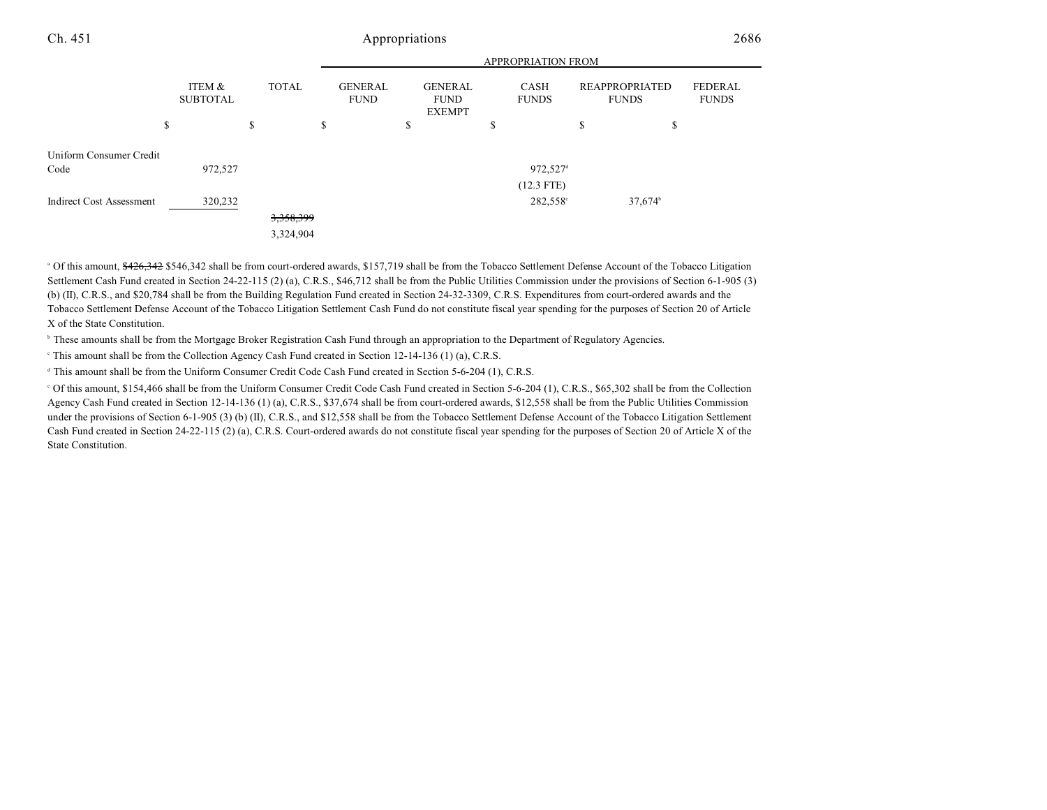| | ITEM & SUBTOTAL | TOTAL | APPROPRIATION FROM | | | | |
|---|---|---|---|---|---|---|---|
| | | | GENERAL FUND | GENERAL FUND EXEMPT | CASH FUNDS | REAPPROPRIATED FUNDS | FEDERAL FUNDS |
| | $ | $ | $ | $ | $ | $ | $ |
| Uniform Consumer Credit Code | 972,527 | | | | 972,527[d] (12.3 FTE) | | |
| Indirect Cost Assessment | 320,232 | | | | 282,558[e] | 37,674[b] | |
| | | ~~3,358,399~~ 3,324,904 | | | | | |

[a] Of this amount, ~~$426,342~~ $546,342 shall be from court-ordered awards, $157,719 shall be from the Tobacco Settlement Defense Account of the Tobacco Litigation Settlement Cash Fund created in Section 24-22-115 (2) (a), C.R.S., $46,712 shall be from the Public Utilities Commission under the provisions of Section 6-1-905 (3) (b) (II), C.R.S., and $20,784 shall be from the Building Regulation Fund created in Section 24-32-3309, C.R.S. Expenditures from court-ordered awards and the Tobacco Settlement Defense Account of the Tobacco Litigation Settlement Cash Fund do not constitute fiscal year spending for the purposes of Section 20 of Article X of the State Constitution.

[b] These amounts shall be from the Mortgage Broker Registration Cash Fund through an appropriation to the Department of Regulatory Agencies.

[c] This amount shall be from the Collection Agency Cash Fund created in Section 12-14-136 (1) (a), C.R.S.

[d] This amount shall be from the Uniform Consumer Credit Code Cash Fund created in Section 5-6-204 (1), C.R.S.

[e] Of this amount, $154,466 shall be from the Uniform Consumer Credit Code Cash Fund created in Section 5-6-204 (1), C.R.S., $65,302 shall be from the Collection Agency Cash Fund created in Section 12-14-136 (1) (a), C.R.S., $37,674 shall be from court-ordered awards, $12,558 shall be from the Public Utilities Commission under the provisions of Section 6-1-905 (3) (b) (II), C.R.S., and $12,558 shall be from the Tobacco Settlement Defense Account of the Tobacco Litigation Settlement Cash Fund created in Section 24-22-115 (2) (a), C.R.S. Court-ordered awards do not constitute fiscal year spending for the purposes of Section 20 of Article X of the State Constitution.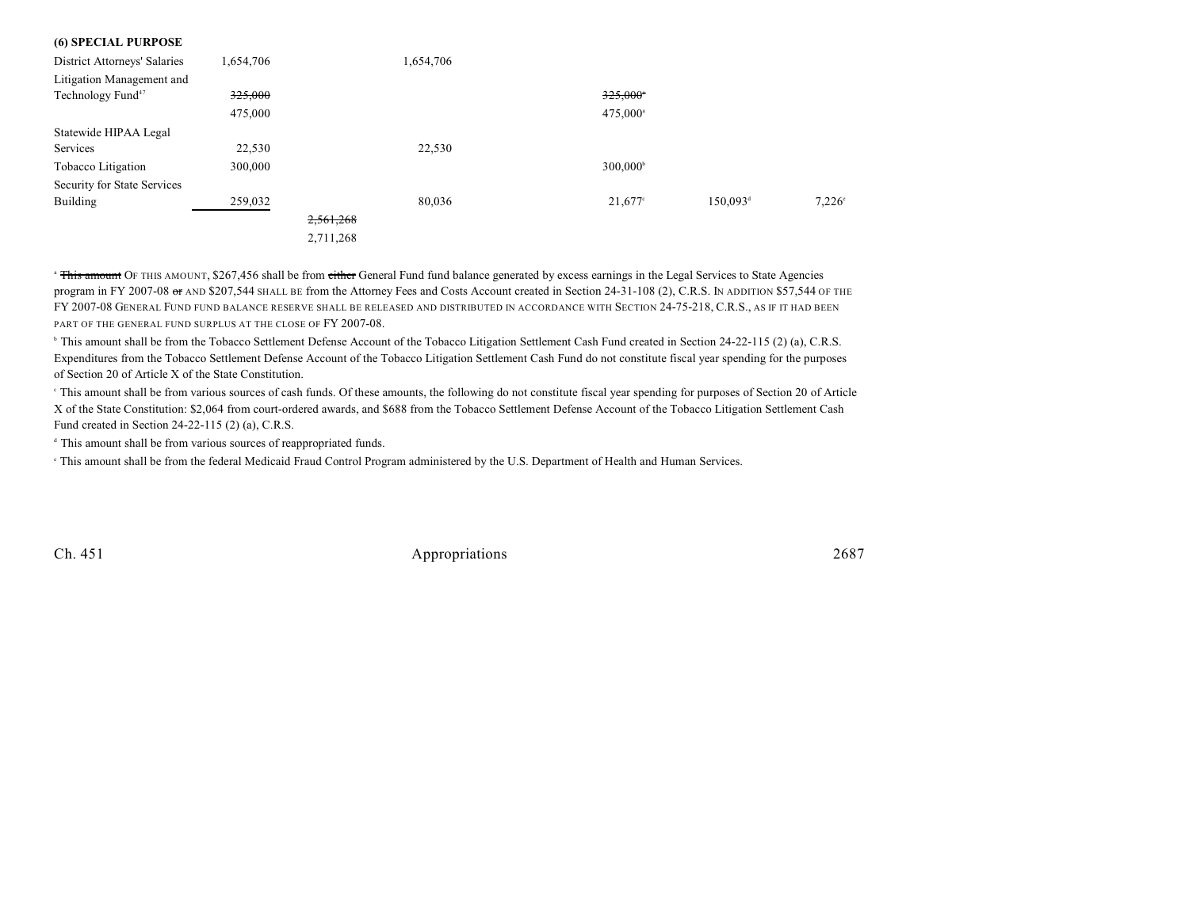**(6) SPECIAL PURPOSE**

| | | | | | | |
|---|---|---|---|---|---|---|
| District Attorneys' Salaries | 1,654,706 | | 1,654,706 | | | |
| Litigation Management and Technology Fund[47] | ~~325,000~~ | | | ~~325,000~~[a] | | |
| | 475,000 | | | 475,000[a] | | |
| Statewide HIPAA Legal Services | 22,530 | | 22,530 | | | |
| Tobacco Litigation | 300,000 | | | 300,000[b] | | |
| Security for State Services Building | 259,032 | | 80,036 | 21,677[c] | 150,093[d] | 7,226[e] |
| | | ~~2,561,268~~ | | | | |
| | | 2,711,268 | | | | |

[a] ~~This amount~~ OF THIS AMOUNT, $267,456 shall be from ~~either~~ General Fund fund balance generated by excess earnings in the Legal Services to State Agencies program in FY 2007-08 ~~or~~ AND $207,544 SHALL BE from the Attorney Fees and Costs Account created in Section 24-31-108 (2), C.R.S. IN ADDITION $57,544 OF THE FY 2007-08 GENERAL FUND FUND BALANCE RESERVE SHALL BE RELEASED AND DISTRIBUTED IN ACCORDANCE WITH SECTION 24-75-218, C.R.S., AS IF IT HAD BEEN PART OF THE GENERAL FUND SURPLUS AT THE CLOSE OF FY 2007-08.

[b] This amount shall be from the Tobacco Settlement Defense Account of the Tobacco Litigation Settlement Cash Fund created in Section 24-22-115 (2) (a), C.R.S. Expenditures from the Tobacco Settlement Defense Account of the Tobacco Litigation Settlement Cash Fund do not constitute fiscal year spending for the purposes of Section 20 of Article X of the State Constitution.

[c] This amount shall be from various sources of cash funds. Of these amounts, the following do not constitute fiscal year spending for purposes of Section 20 of Article X of the State Constitution: $2,064 from court-ordered awards, and $688 from the Tobacco Settlement Defense Account of the Tobacco Litigation Settlement Cash Fund created in Section 24-22-115 (2) (a), C.R.S.

[d] This amount shall be from various sources of reappropriated funds.

[e] This amount shall be from the federal Medicaid Fraud Control Program administered by the U.S. Department of Health and Human Services.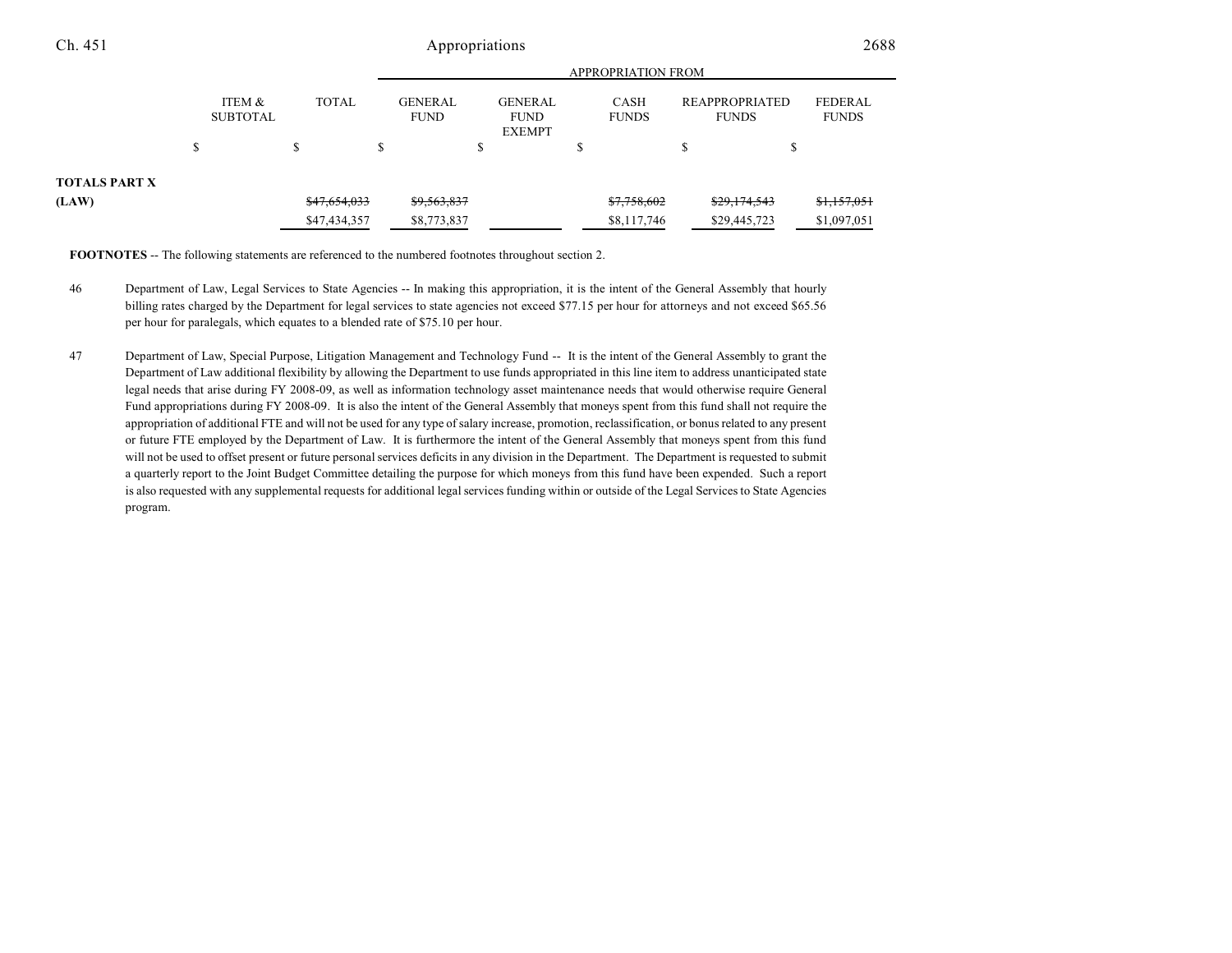| | ITEM & SUBTOTAL | TOTAL | GENERAL FUND | GENERAL FUND EXEMPT | CASH FUNDS | REAPPROPRIATED FUNDS | FEDERAL FUNDS |
|---|---|---|---|---|---|---|---|
| | | | APPROPRIATION FROM | | | | |
| | $ | $ | $ | $ | $ | $ | $ |
| **TOTALS PART X** | | | | | | | |
| **(LAW)** | | ~~$47,654,033~~ | ~~$9,563,837~~ | | ~~$7,758,602~~ | ~~$29,174,543~~ | ~~$1,157,051~~ |
| | | $47,434,357 | $8,773,837 | | $8,117,746 | $29,445,723 | $1,097,051 |

**FOOTNOTES** -- The following statements are referenced to the numbered footnotes throughout section 2.

46 Department of Law, Legal Services to State Agencies -- In making this appropriation, it is the intent of the General Assembly that hourly billing rates charged by the Department for legal services to state agencies not exceed $77.15 per hour for attorneys and not exceed $65.56 per hour for paralegals, which equates to a blended rate of $75.10 per hour.

47 Department of Law, Special Purpose, Litigation Management and Technology Fund -- It is the intent of the General Assembly to grant the Department of Law additional flexibility by allowing the Department to use funds appropriated in this line item to address unanticipated state legal needs that arise during FY 2008-09, as well as information technology asset maintenance needs that would otherwise require General Fund appropriations during FY 2008-09. It is also the intent of the General Assembly that moneys spent from this fund shall not require the appropriation of additional FTE and will not be used for any type of salary increase, promotion, reclassification, or bonus related to any present or future FTE employed by the Department of Law. It is furthermore the intent of the General Assembly that moneys spent from this fund will not be used to offset present or future personal services deficits in any division in the Department. The Department is requested to submit a quarterly report to the Joint Budget Committee detailing the purpose for which moneys from this fund have been expended. Such a report is also requested with any supplemental requests for additional legal services funding within or outside of the Legal Services to State Agencies program.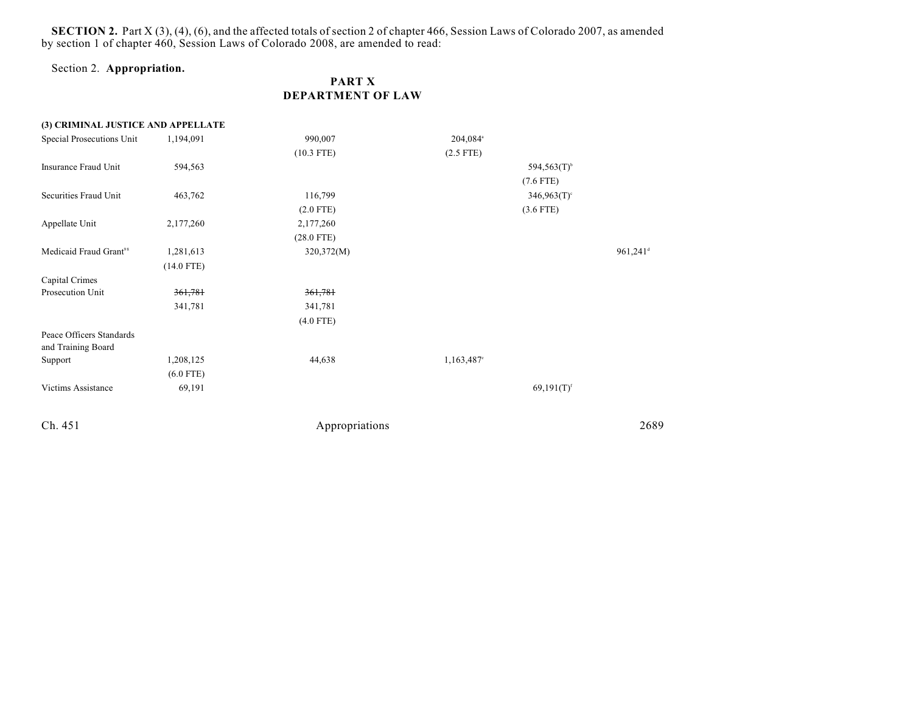**SECTION 2.** Part X (3), (4), (6), and the affected totals of section 2 of chapter 466, Session Laws of Colorado 2007, as amended by section 1 of chapter 460, Session Laws of Colorado 2008, are amended to read:

Section 2. **Appropriation.**

## PART X
## DEPARTMENT OF LAW

| | | | | | |
|---|---|---|---|---|---|
| **(3) CRIMINAL JUSTICE AND APPELLATE** | | | | | |
| Special Prosecutions Unit | 1,194,091 | 990,007<br>(10.3 FTE) | 204,084[a]<br>(2.5 FTE) | | |
| Insurance Fraud Unit | 594,563 | | | 594,563(T)[b]<br>(7.6 FTE) | |
| Securities Fraud Unit | 463,762 | 116,799<br>(2.0 FTE) | | 346,963(T)[c]<br>(3.6 FTE) | |
| Appellate Unit | 2,177,260 | 2,177,260<br>(28.0 FTE) | | | |
| Medicaid Fraud Grant[98] | 1,281,613<br>(14.0 FTE) | 320,372(M) | | | 961,241[d] |
| Capital Crimes Prosecution Unit | ~~361,781~~<br>341,781 | ~~361,781~~<br>341,781<br>(4.0 FTE) | | | |
| Peace Officers Standards and Training Board Support | 1,208,125<br>(6.0 FTE) | 44,638 | 1,163,487[e] | | |
| Victims Assistance | 69,191 | | | 69,191(T)[f] | |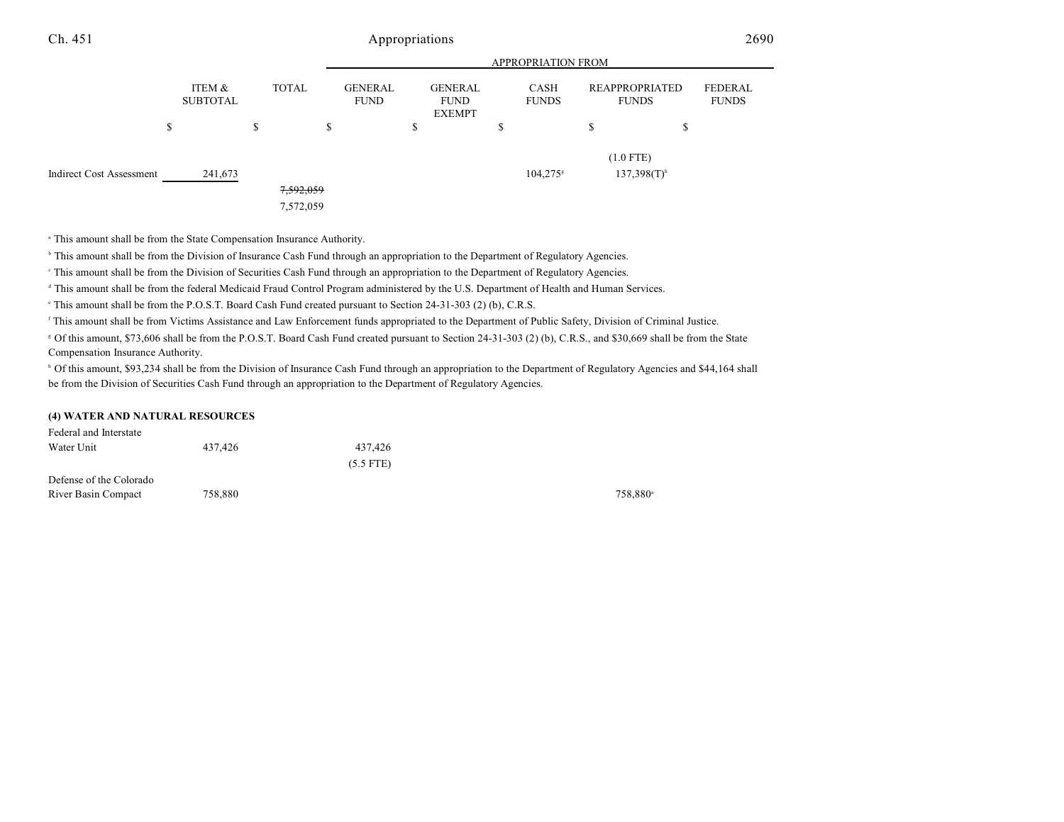| | ITEM & SUBTOTAL | TOTAL | GENERAL FUND | GENERAL FUND EXEMPT | CASH FUNDS | REAPPROPRIATED FUNDS | FEDERAL FUNDS |
|---|---|---|---|---|---|---|---|
| | $ | $ | $ | $ | $ | $ | $ |
| | | | | | | (1.0 FTE) | |
| Indirect Cost Assessment | 241,673 | | | | 104,275[g] | 137,398(T)[h] | |
| | | ~~7,592,059~~ | | | | | |
| | | 7,572,059 | | | | | |

[a] This amount shall be from the State Compensation Insurance Authority.

[b] This amount shall be from the Division of Insurance Cash Fund through an appropriation to the Department of Regulatory Agencies.

[c] This amount shall be from the Division of Securities Cash Fund through an appropriation to the Department of Regulatory Agencies.

[d] This amount shall be from the federal Medicaid Fraud Control Program administered by the U.S. Department of Health and Human Services.

[e] This amount shall be from the P.O.S.T. Board Cash Fund created pursuant to Section 24-31-303 (2) (b), C.R.S.

[f] This amount shall be from Victims Assistance and Law Enforcement funds appropriated to the Department of Public Safety, Division of Criminal Justice.

[g] Of this amount, $73,606 shall be from the P.O.S.T. Board Cash Fund created pursuant to Section 24-31-303 (2) (b), C.R.S., and $30,669 shall be from the State Compensation Insurance Authority.

[h] Of this amount, $93,234 shall be from the Division of Insurance Cash Fund through an appropriation to the Department of Regulatory Agencies and $44,164 shall be from the Division of Securities Cash Fund through an appropriation to the Department of Regulatory Agencies.

**(4) WATER AND NATURAL RESOURCES**

| | ITEM & SUBTOTAL | TOTAL | GENERAL FUND | GENERAL FUND EXEMPT | CASH FUNDS | REAPPROPRIATED FUNDS | FEDERAL FUNDS |
|---|---|---|---|---|---|---|---|
| Federal and Interstate Water Unit | 437,426 | | 437,426 | | | | |
| | | | (5.5 FTE) | | | | |
| Defense of the Colorado River Basin Compact | 758,880 | | | | | 758,880[a] | |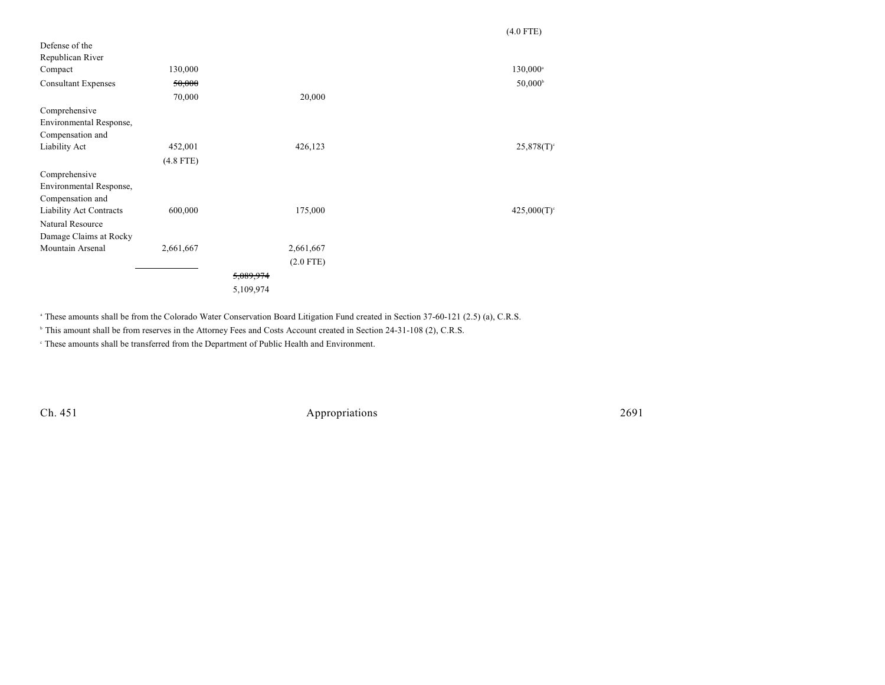| | | | | | |
|---|---|---|---|---|---|
| | | | | (4.0 FTE) | |
| Defense of the Republican River Compact | 130,000 | | | 130,000[a] | |
| Consultant Expenses | ~~50,000~~ 70,000 | | 20,000 | 50,000[b] | |
| Comprehensive Environmental Response, Compensation and Liability Act | 452,001 (4.8 FTE) | | 426,123 | 25,878(T)[c] | |
| Comprehensive Environmental Response, Compensation and Liability Act Contracts | 600,000 | | 175,000 | 425,000(T)[c] | |
| Natural Resource Damage Claims at Rocky Mountain Arsenal | 2,661,667 | | 2,661,667 (2.0 FTE) | | |
| | | ~~5,089,974~~ 5,109,974 | | | |

[a] These amounts shall be from the Colorado Water Conservation Board Litigation Fund created in Section 37-60-121 (2.5) (a), C.R.S.

[b] This amount shall be from reserves in the Attorney Fees and Costs Account created in Section 24-31-108 (2), C.R.S.

[c] These amounts shall be transferred from the Department of Public Health and Environment.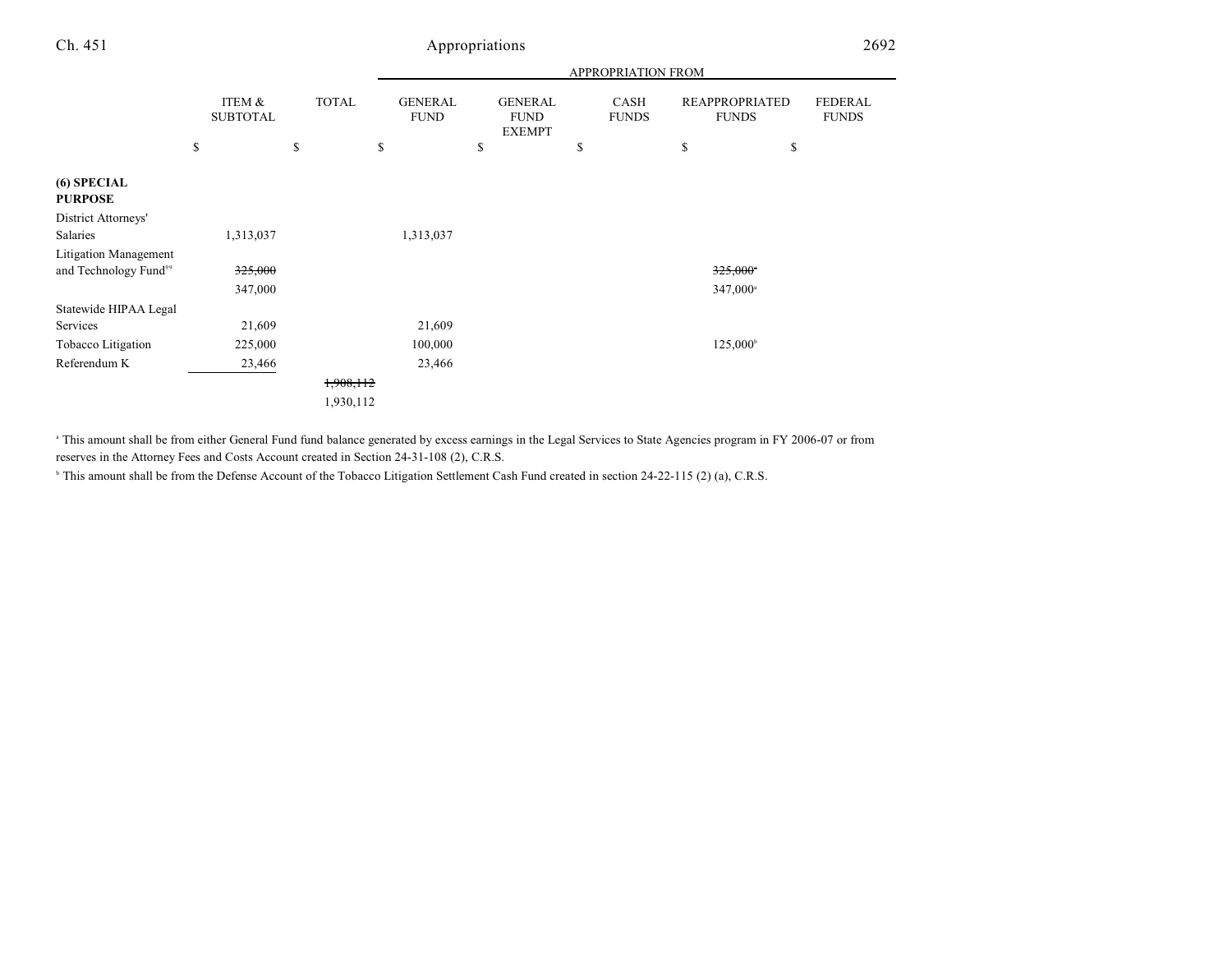| | ITEM & SUBTOTAL | TOTAL | GENERAL FUND | GENERAL FUND EXEMPT | CASH FUNDS | REAPPROPRIATED FUNDS | FEDERAL FUNDS |
|---|---|---|---|---|---|---|---|
| | $ | $ | $ | $ | $ | $ | $ |
| **(6) SPECIAL PURPOSE** | | | | | | | |
| District Attorneys' Salaries | 1,313,037 | | 1,313,037 | | | | |
| Litigation Management and Technology Fund[99] | ~~325,000~~ | | | | | ~~325,000~~[a] | |
| | 347,000 | | | | | 347,000[a] | |
| Statewide HIPAA Legal Services | 21,609 | | 21,609 | | | | |
| Tobacco Litigation | 225,000 | | 100,000 | | | 125,000[b] | |
| Referendum K | 23,466 | | 23,466 | | | | |
| | | ~~1,908,112~~ | | | | | |
| | | 1,930,112 | | | | | |

[a] This amount shall be from either General Fund fund balance generated by excess earnings in the Legal Services to State Agencies program in FY 2006-07 or from reserves in the Attorney Fees and Costs Account created in Section 24-31-108 (2), C.R.S.

[b] This amount shall be from the Defense Account of the Tobacco Litigation Settlement Cash Fund created in section 24-22-115 (2) (a), C.R.S.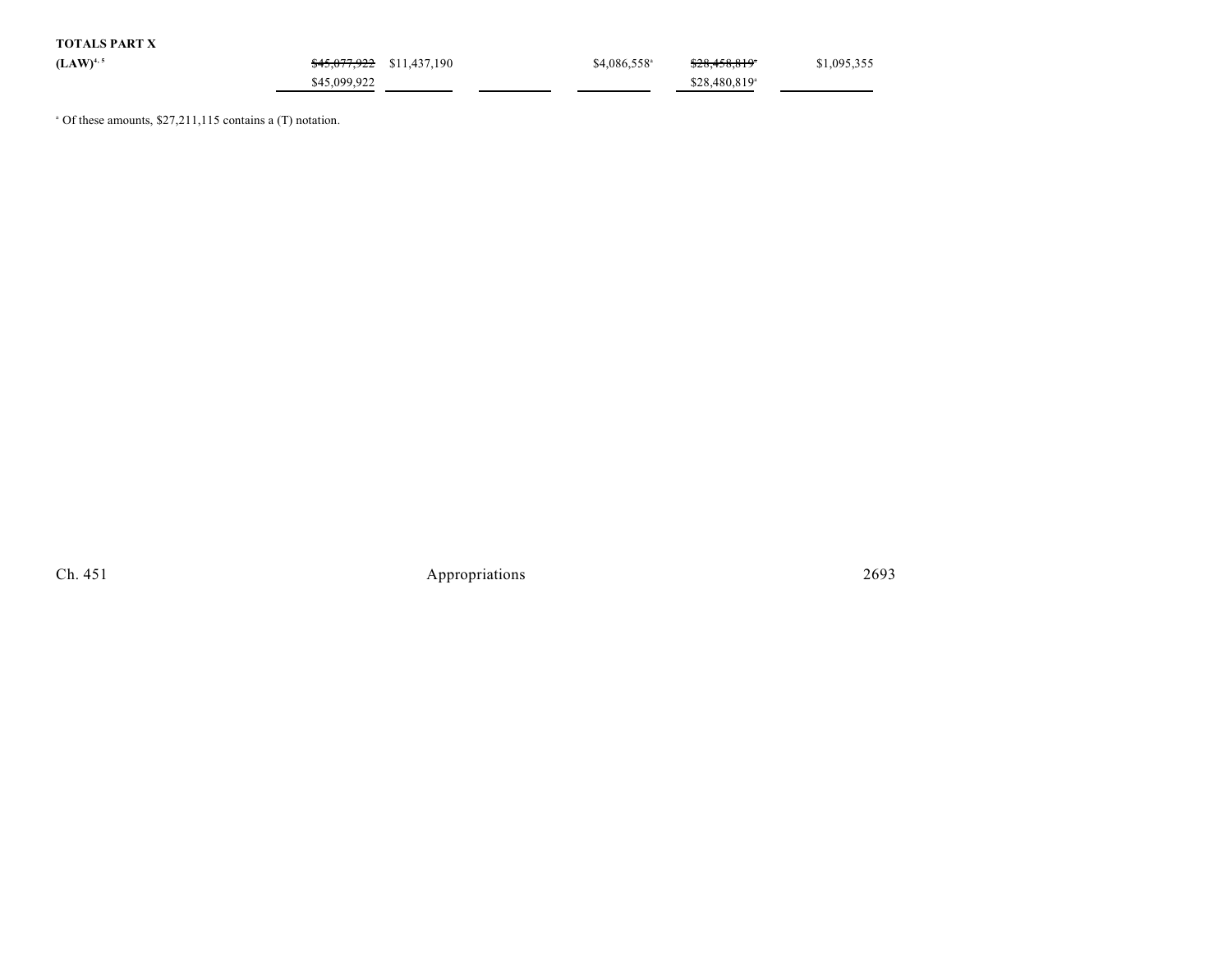**TOTALS PART X**

| | | | | | | |
|---|---|---|---|---|---|---|
| **(LAW)**[4, 5] | ~~$45,077,922~~ | $11,437,190 | | $4,086,558[a] | ~~$28,458,819[a]~~ | $1,095,355 |
| | $45,099,922 | | | | $28,480,819[a] | |

[a] Of these amounts, $27,211,115 contains a (T) notation.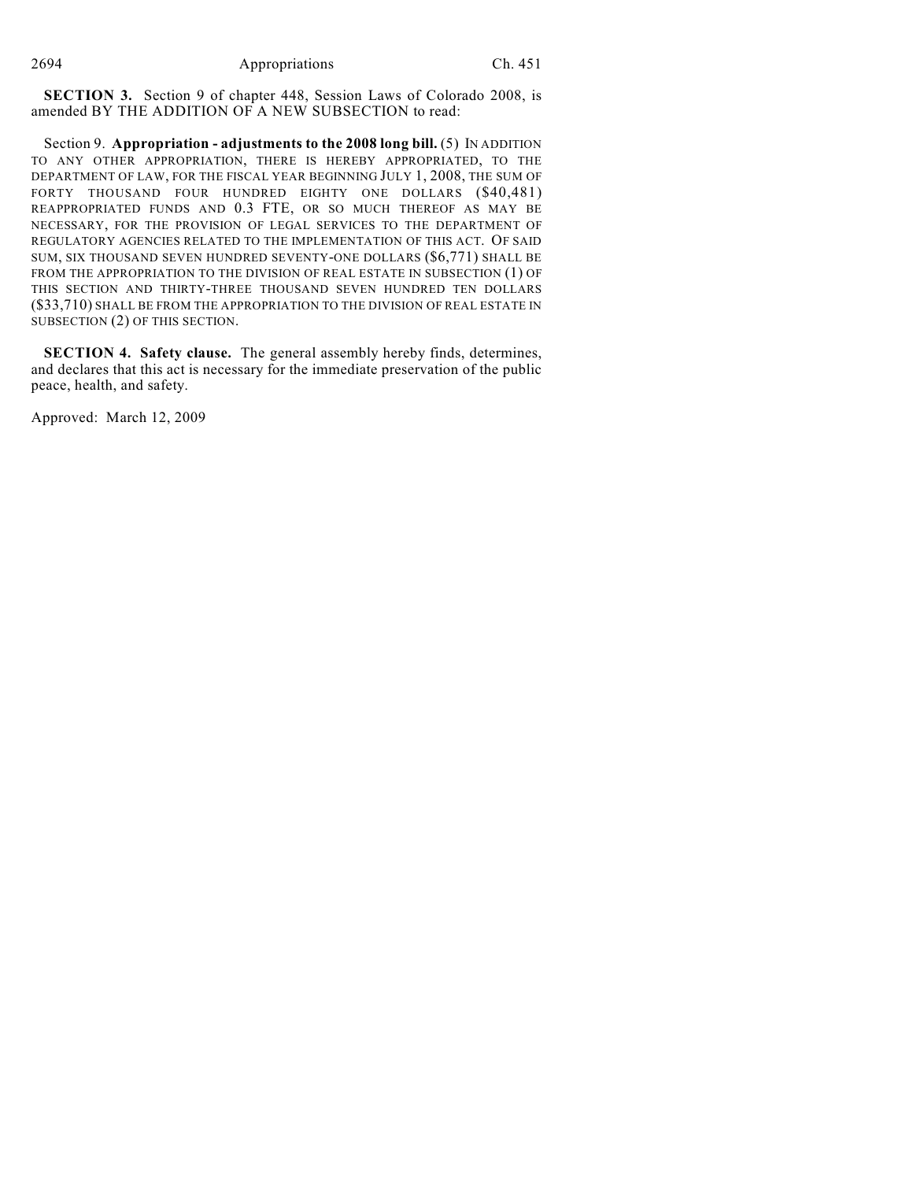**SECTION 3.** Section 9 of chapter 448, Session Laws of Colorado 2008, is amended BY THE ADDITION OF A NEW SUBSECTION to read:

Section 9. **Appropriation - adjustments to the 2008 long bill.** (5) IN ADDITION TO ANY OTHER APPROPRIATION, THERE IS HEREBY APPROPRIATED, TO THE DEPARTMENT OF LAW, FOR THE FISCAL YEAR BEGINNING JULY 1, 2008, THE SUM OF FORTY THOUSAND FOUR HUNDRED EIGHTY ONE DOLLARS ($40,481) REAPPROPRIATED FUNDS AND 0.3 FTE, OR SO MUCH THEREOF AS MAY BE NECESSARY, FOR THE PROVISION OF LEGAL SERVICES TO THE DEPARTMENT OF REGULATORY AGENCIES RELATED TO THE IMPLEMENTATION OF THIS ACT. OF SAID SUM, SIX THOUSAND SEVEN HUNDRED SEVENTY-ONE DOLLARS ($6,771) SHALL BE FROM THE APPROPRIATION TO THE DIVISION OF REAL ESTATE IN SUBSECTION (1) OF THIS SECTION AND THIRTY-THREE THOUSAND SEVEN HUNDRED TEN DOLLARS ($33,710) SHALL BE FROM THE APPROPRIATION TO THE DIVISION OF REAL ESTATE IN SUBSECTION (2) OF THIS SECTION.

**SECTION 4. Safety clause.** The general assembly hereby finds, determines, and declares that this act is necessary for the immediate preservation of the public peace, health, and safety.

Approved: March 12, 2009